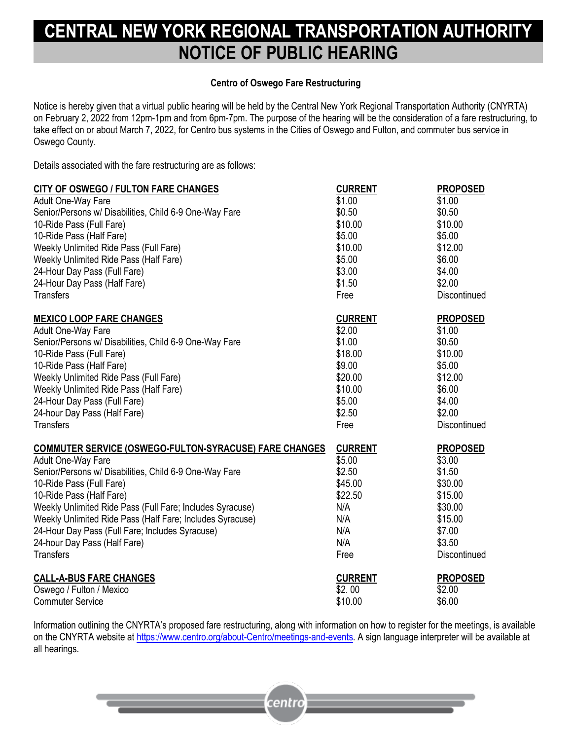# CENTRAL NEW YORK REGIONAL TRANSPORTATION AUTHORITY

# NOTICE OF PUBLIC HEARING

**Centro of Oswego Fare Restructuring**

Notice is hereby given that a virtual public hearing will be held by the Central New York Regional Transportation Authority (CNYRTA) on February 2, 2022 from 12pm-1pm and from 6pm-7pm. The purpose of the hearing will be the consideration of a fare restructuring, to take effect on or about March 7, 2022, for Centro bus systems in the Cities of Oswego and Fulton, and commuter bus service in Oswego County.

Details associated with the fare restructuring are as follows:

| CITY OF OSWEGO / FULTON FARE CHANGES | CURRENT | PROPOSED |
|---|---|---|
| Adult One-Way Fare | $1.00 | $1.00 |
| Senior/Persons w/ Disabilities, Child 6-9 One-Way Fare | $0.50 | $0.50 |
| 10-Ride Pass (Full Fare) | $10.00 | $10.00 |
| 10-Ride Pass (Half Fare) | $5.00 | $5.00 |
| Weekly Unlimited Ride Pass (Full Fare) | $10.00 | $12.00 |
| Weekly Unlimited Ride Pass (Half Fare) | $5.00 | $6.00 |
| 24-Hour Day Pass (Full Fare) | $3.00 | $4.00 |
| 24-Hour Day Pass (Half Fare) | $1.50 | $2.00 |
| Transfers | Free | Discontinued |

| MEXICO LOOP FARE CHANGES | CURRENT | PROPOSED |
|---|---|---|
| Adult One-Way Fare | $2.00 | $1.00 |
| Senior/Persons w/ Disabilities, Child 6-9 One-Way Fare | $1.00 | $0.50 |
| 10-Ride Pass (Full Fare) | $18.00 | $10.00 |
| 10-Ride Pass (Half Fare) | $9.00 | $5.00 |
| Weekly Unlimited Ride Pass (Full Fare) | $20.00 | $12.00 |
| Weekly Unlimited Ride Pass (Half Fare) | $10.00 | $6.00 |
| 24-Hour Day Pass (Full Fare) | $5.00 | $4.00 |
| 24-hour Day Pass (Half Fare) | $2.50 | $2.00 |
| Transfers | Free | Discontinued |

| COMMUTER SERVICE (OSWEGO-FULTON-SYRACUSE) FARE CHANGES | CURRENT | PROPOSED |
|---|---|---|
| Adult One-Way Fare | $5.00 | $3.00 |
| Senior/Persons w/ Disabilities, Child 6-9 One-Way Fare | $2.50 | $1.50 |
| 10-Ride Pass (Full Fare) | $45.00 | $30.00 |
| 10-Ride Pass (Half Fare) | $22.50 | $15.00 |
| Weekly Unlimited Ride Pass (Full Fare; Includes Syracuse) | N/A | $30.00 |
| Weekly Unlimited Ride Pass (Half Fare; Includes Syracuse) | N/A | $15.00 |
| 24-Hour Day Pass (Full Fare; Includes Syracuse) | N/A | $7.00 |
| 24-hour Day Pass (Half Fare) | N/A | $3.50 |
| Transfers | Free | Discontinued |

| CALL-A-BUS FARE CHANGES | CURRENT | PROPOSED |
|---|---|---|
| Oswego / Fulton / Mexico | $2. 00 | $2.00 |
| Commuter Service | $10.00 | $6.00 |

Information outlining the CNYRTA's proposed fare restructuring, along with information on how to register for the meetings, is available on the CNYRTA website at https://www.centro.org/about-Centro/meetings-and-events. A sign language interpreter will be available at all hearings.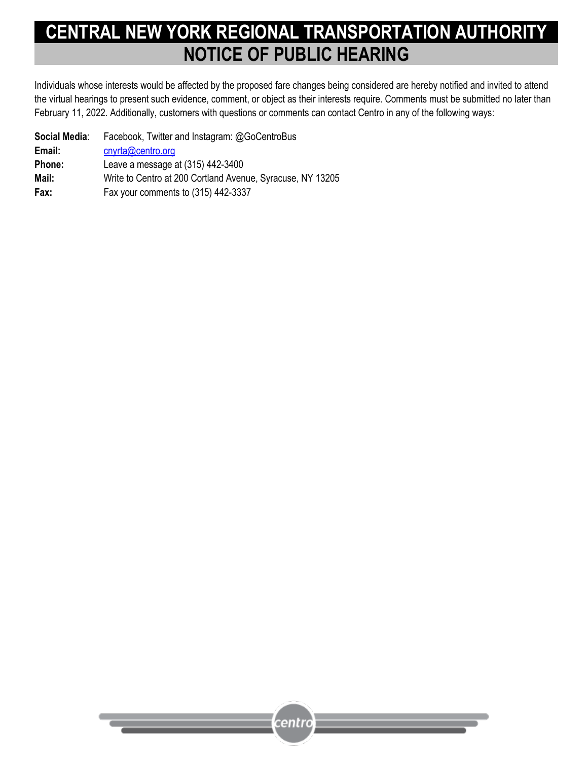# CENTRAL NEW YORK REGIONAL TRANSPORTATION AUTHORITY

## NOTICE OF PUBLIC HEARING

Individuals whose interests would be affected by the proposed fare changes being considered are hereby notified and invited to attend the virtual hearings to present such evidence, comment, or object as their interests require. Comments must be submitted no later than February 11, 2022. Additionally, customers with questions or comments can contact Centro in any of the following ways:

**Social Media**: Facebook, Twitter and Instagram: @GoCentroBus
**Email:** cnyrta@centro.org
**Phone:** Leave a message at (315) 442-3400
**Mail:** Write to Centro at 200 Cortland Avenue, Syracuse, NY 13205
**Fax:** Fax your comments to (315) 442-3337